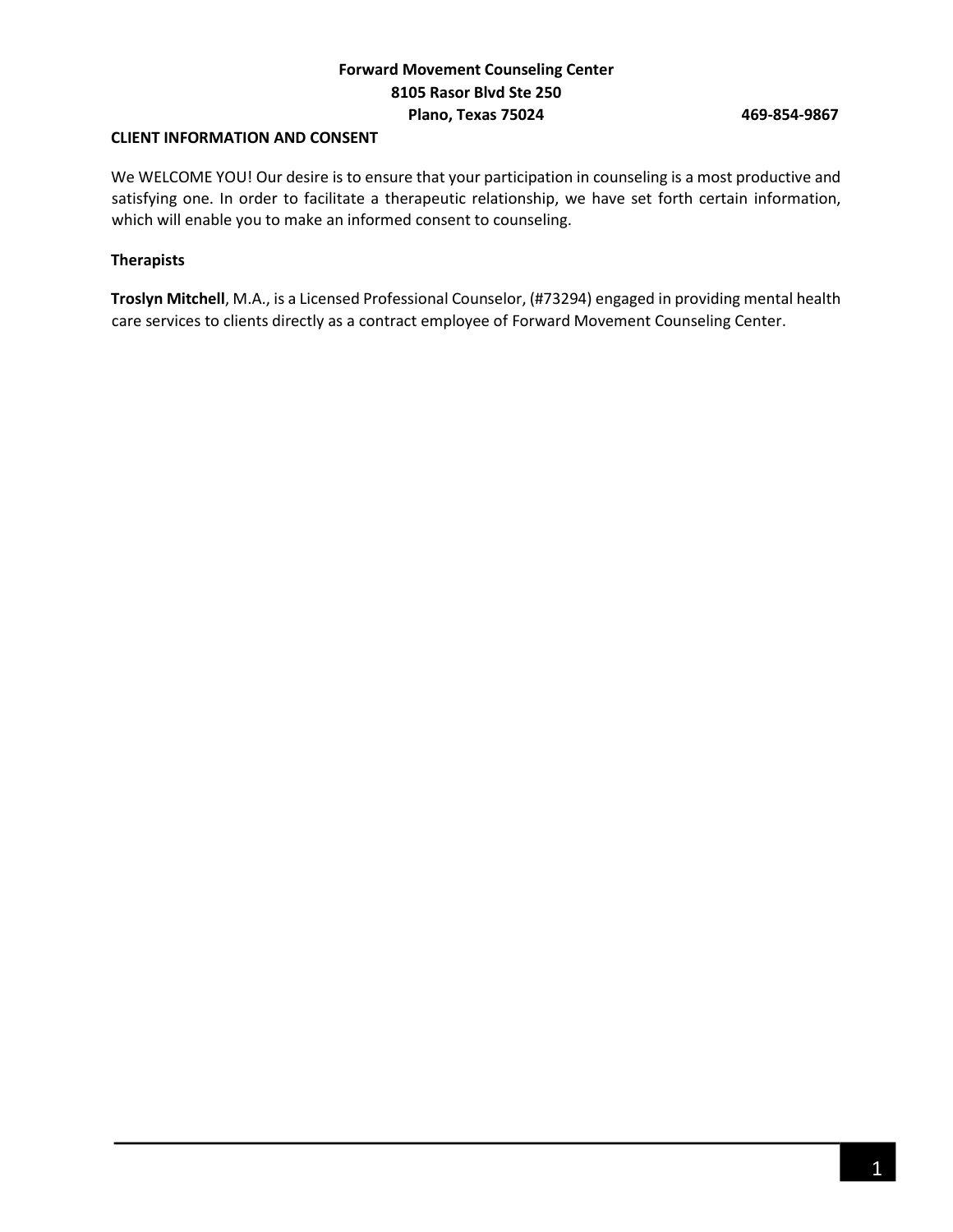**Forward Movement Counseling Center**
**8105 Rasor Blvd Ste 250**
**Plano, Texas 75024** **469-854-9867**

## CLIENT INFORMATION AND CONSENT

We WELCOME YOU! Our desire is to ensure that your participation in counseling is a most productive and satisfying one. In order to facilitate a therapeutic relationship, we have set forth certain information, which will enable you to make an informed consent to counseling.

### Therapists

**Troslyn Mitchell**, M.A., is a Licensed Professional Counselor, (#73294) engaged in providing mental health care services to clients directly as a contract employee of Forward Movement Counseling Center.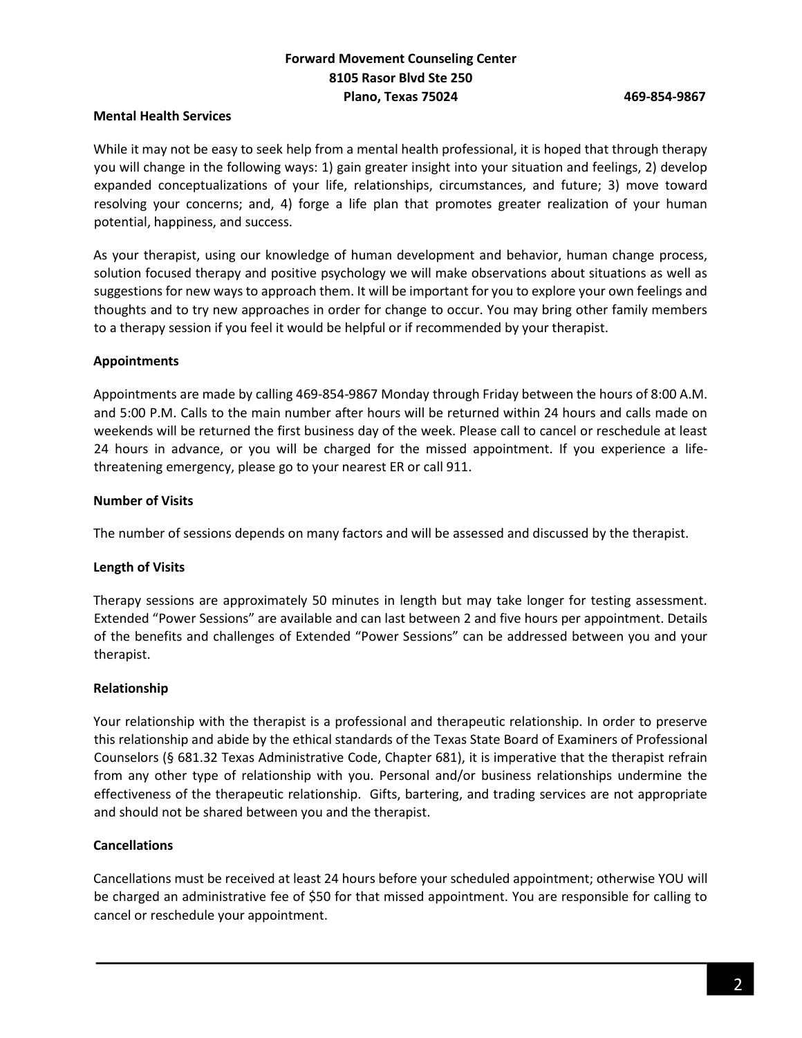**Forward Movement Counseling Center**
**8105 Rasor Blvd Ste 250**
**Plano, Texas 75024** **469-854-9867**

## Mental Health Services

While it may not be easy to seek help from a mental health professional, it is hoped that through therapy you will change in the following ways: 1) gain greater insight into your situation and feelings, 2) develop expanded conceptualizations of your life, relationships, circumstances, and future; 3) move toward resolving your concerns; and, 4) forge a life plan that promotes greater realization of your human potential, happiness, and success.

As your therapist, using our knowledge of human development and behavior, human change process, solution focused therapy and positive psychology we will make observations about situations as well as suggestions for new ways to approach them. It will be important for you to explore your own feelings and thoughts and to try new approaches in order for change to occur. You may bring other family members to a therapy session if you feel it would be helpful or if recommended by your therapist.

## Appointments

Appointments are made by calling 469-854-9867 Monday through Friday between the hours of 8:00 A.M. and 5:00 P.M. Calls to the main number after hours will be returned within 24 hours and calls made on weekends will be returned the first business day of the week. Please call to cancel or reschedule at least 24 hours in advance, or you will be charged for the missed appointment. If you experience a life-threatening emergency, please go to your nearest ER or call 911.

## Number of Visits

The number of sessions depends on many factors and will be assessed and discussed by the therapist.

## Length of Visits

Therapy sessions are approximately 50 minutes in length but may take longer for testing assessment. Extended "Power Sessions" are available and can last between 2 and five hours per appointment. Details of the benefits and challenges of Extended "Power Sessions" can be addressed between you and your therapist.

## Relationship

Your relationship with the therapist is a professional and therapeutic relationship. In order to preserve this relationship and abide by the ethical standards of the Texas State Board of Examiners of Professional Counselors (§ 681.32 Texas Administrative Code, Chapter 681), it is imperative that the therapist refrain from any other type of relationship with you. Personal and/or business relationships undermine the effectiveness of the therapeutic relationship. Gifts, bartering, and trading services are not appropriate and should not be shared between you and the therapist.

## Cancellations

Cancellations must be received at least 24 hours before your scheduled appointment; otherwise YOU will be charged an administrative fee of $50 for that missed appointment. You are responsible for calling to cancel or reschedule your appointment.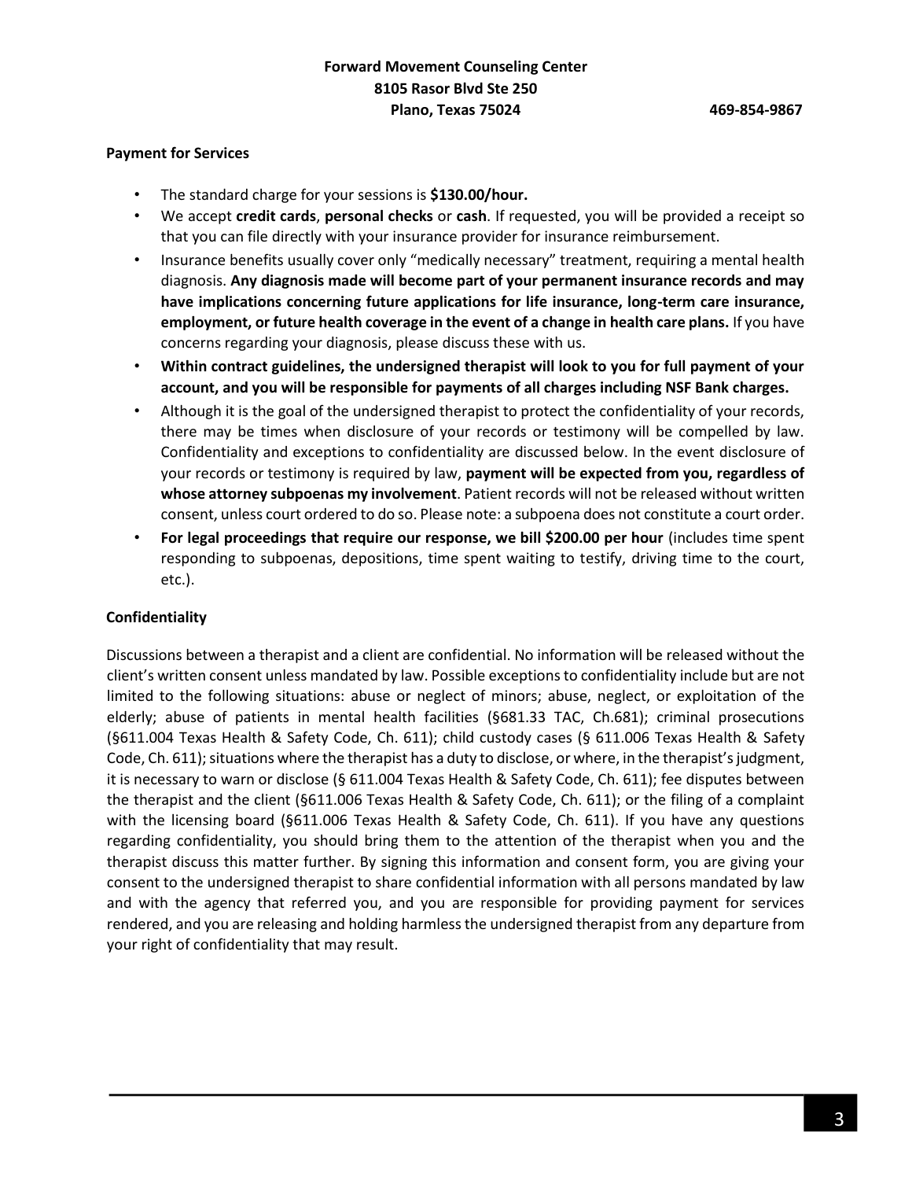**Forward Movement Counseling Center**
**8105 Rasor Blvd Ste 250**
**Plano, Texas 75024 469-854-9867**

**Payment for Services**

- The standard charge for your sessions is **$130.00/hour.**
- We accept **credit cards**, **personal checks** or **cash**. If requested, you will be provided a receipt so that you can file directly with your insurance provider for insurance reimbursement.
- Insurance benefits usually cover only "medically necessary" treatment, requiring a mental health diagnosis. **Any diagnosis made will become part of your permanent insurance records and may have implications concerning future applications for life insurance, long-term care insurance, employment, or future health coverage in the event of a change in health care plans.** If you have concerns regarding your diagnosis, please discuss these with us.
- **Within contract guidelines, the undersigned therapist will look to you for full payment of your account, and you will be responsible for payments of all charges including NSF Bank charges.**
- Although it is the goal of the undersigned therapist to protect the confidentiality of your records, there may be times when disclosure of your records or testimony will be compelled by law. Confidentiality and exceptions to confidentiality are discussed below. In the event disclosure of your records or testimony is required by law, **payment will be expected from you, regardless of whose attorney subpoenas my involvement**. Patient records will not be released without written consent, unless court ordered to do so. Please note: a subpoena does not constitute a court order.
- **For legal proceedings that require our response, we bill $200.00 per hour** (includes time spent responding to subpoenas, depositions, time spent waiting to testify, driving time to the court, etc.).

**Confidentiality**

Discussions between a therapist and a client are confidential. No information will be released without the client's written consent unless mandated by law. Possible exceptions to confidentiality include but are not limited to the following situations: abuse or neglect of minors; abuse, neglect, or exploitation of the elderly; abuse of patients in mental health facilities (§681.33 TAC, Ch.681); criminal prosecutions (§611.004 Texas Health & Safety Code, Ch. 611); child custody cases (§ 611.006 Texas Health & Safety Code, Ch. 611); situations where the therapist has a duty to disclose, or where, in the therapist's judgment, it is necessary to warn or disclose (§ 611.004 Texas Health & Safety Code, Ch. 611); fee disputes between the therapist and the client (§611.006 Texas Health & Safety Code, Ch. 611); or the filing of a complaint with the licensing board (§611.006 Texas Health & Safety Code, Ch. 611). If you have any questions regarding confidentiality, you should bring them to the attention of the therapist when you and the therapist discuss this matter further. By signing this information and consent form, you are giving your consent to the undersigned therapist to share confidential information with all persons mandated by law and with the agency that referred you, and you are responsible for providing payment for services rendered, and you are releasing and holding harmless the undersigned therapist from any departure from your right of confidentiality that may result.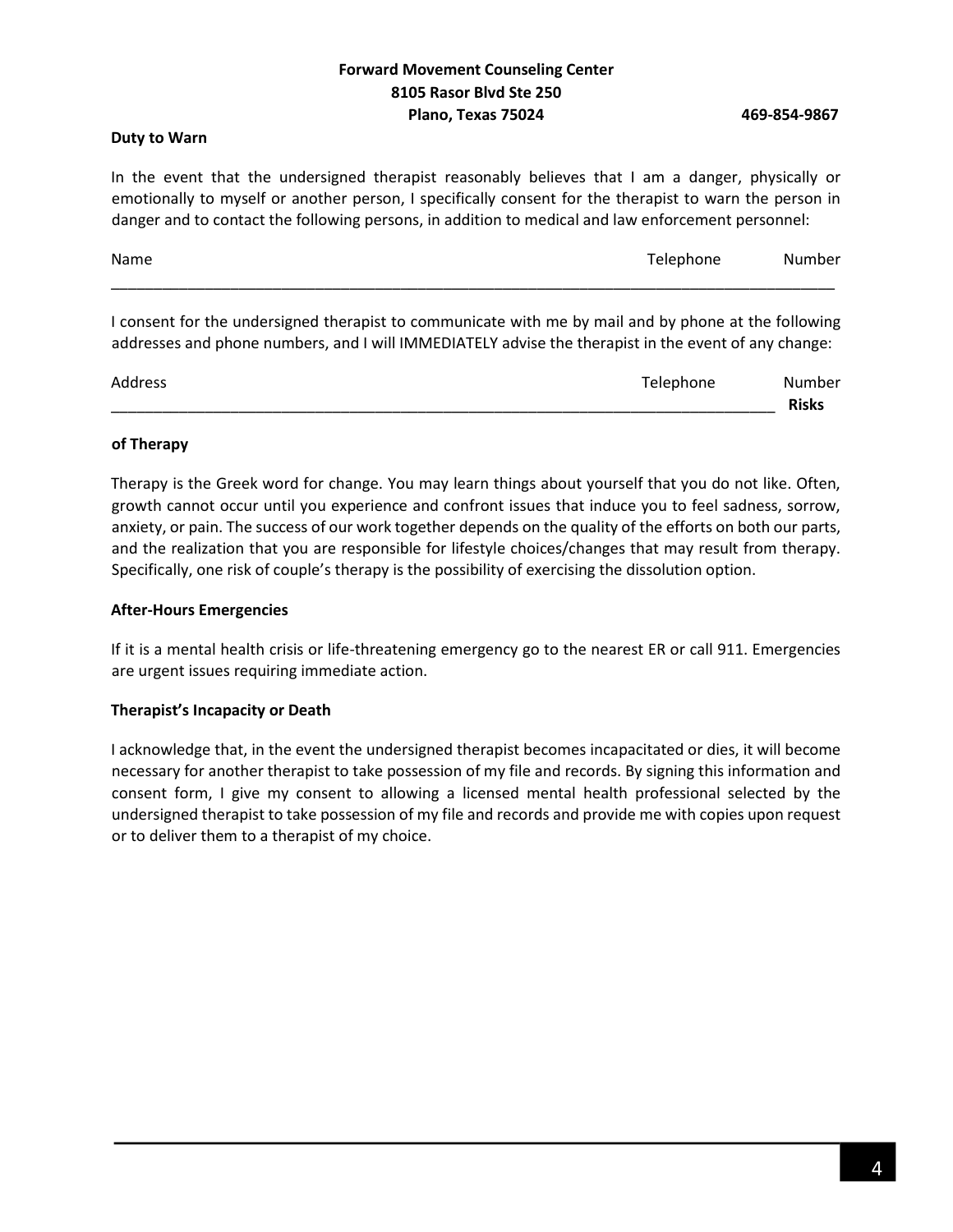**Forward Movement Counseling Center**
**8105 Rasor Blvd Ste 250**
**Plano, Texas 75024** **469-854-9867**

**Duty to Warn**

In the event that the undersigned therapist reasonably believes that I am a danger, physically or emotionally to myself or another person, I specifically consent for the therapist to warn the person in danger and to contact the following persons, in addition to medical and law enforcement personnel:

Name Telephone Number
______________________________________________________________________________________

I consent for the undersigned therapist to communicate with me by mail and by phone at the following addresses and phone numbers, and I will IMMEDIATELY advise the therapist in the event of any change:

Address Telephone Number
________________________________________________________________________________

**Risks of Therapy**

Therapy is the Greek word for change. You may learn things about yourself that you do not like. Often, growth cannot occur until you experience and confront issues that induce you to feel sadness, sorrow, anxiety, or pain. The success of our work together depends on the quality of the efforts on both our parts, and the realization that you are responsible for lifestyle choices/changes that may result from therapy. Specifically, one risk of couple's therapy is the possibility of exercising the dissolution option.

**After-Hours Emergencies**

If it is a mental health crisis or life-threatening emergency go to the nearest ER or call 911. Emergencies are urgent issues requiring immediate action.

**Therapist's Incapacity or Death**

I acknowledge that, in the event the undersigned therapist becomes incapacitated or dies, it will become necessary for another therapist to take possession of my file and records. By signing this information and consent form, I give my consent to allowing a licensed mental health professional selected by the undersigned therapist to take possession of my file and records and provide me with copies upon request or to deliver them to a therapist of my choice.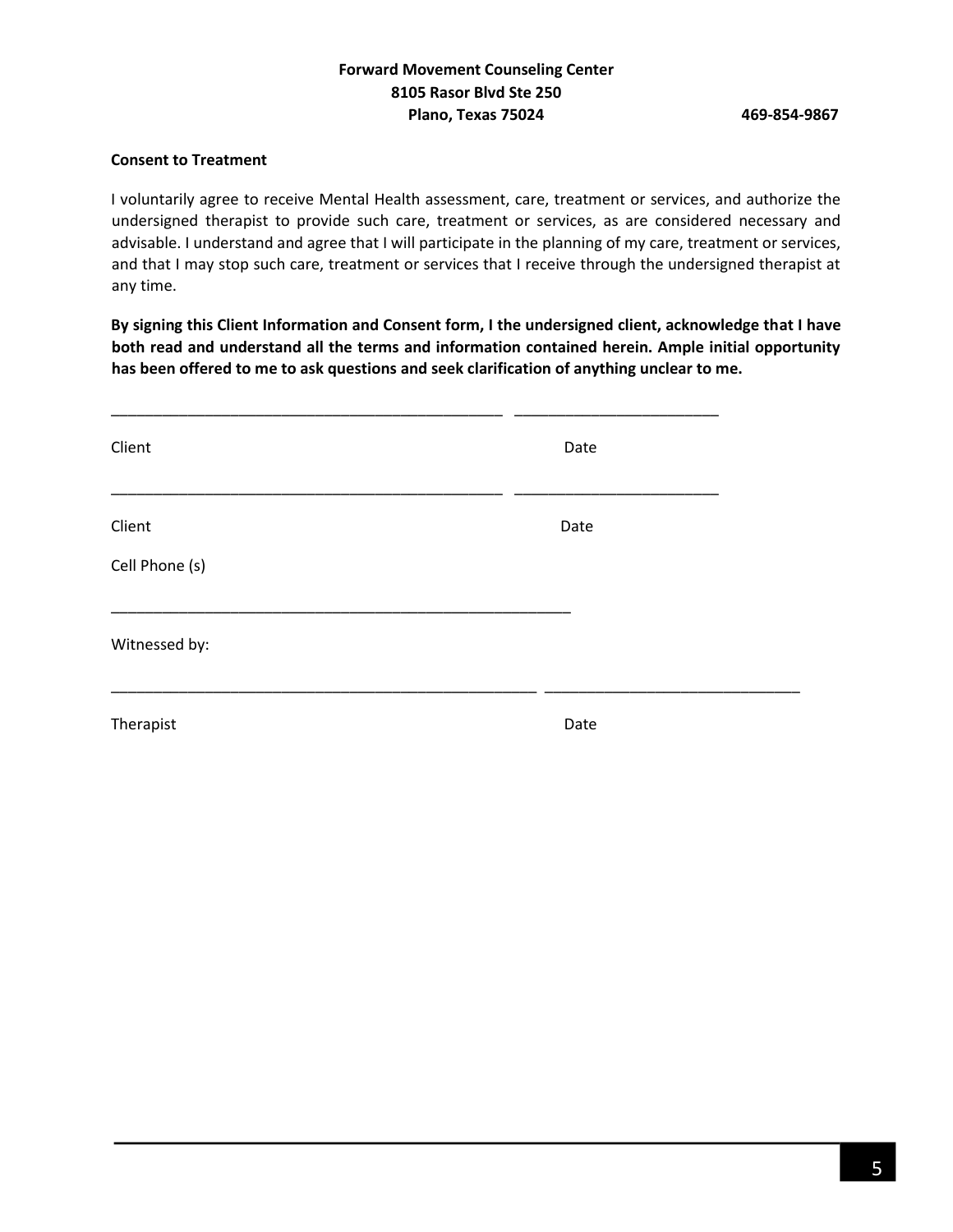**Forward Movement Counseling Center**
**8105 Rasor Blvd Ste 250**
**Plano, Texas 75024** **469-854-9867**

**Consent to Treatment**

I voluntarily agree to receive Mental Health assessment, care, treatment or services, and authorize the undersigned therapist to provide such care, treatment or services, as are considered necessary and advisable. I understand and agree that I will participate in the planning of my care, treatment or services, and that I may stop such care, treatment or services that I receive through the undersigned therapist at any time.

**By signing this Client Information and Consent form, I the undersigned client, acknowledge that I have both read and understand all the terms and information contained herein. Ample initial opportunity has been offered to me to ask questions and seek clarification of anything unclear to me.**

_______________________________________________ ________________________

Client Date

_______________________________________________ ________________________

Client Date

Cell Phone (s)

________________________________________________________

Witnessed by:

____________________________________________________ ______________________________

Therapist Date